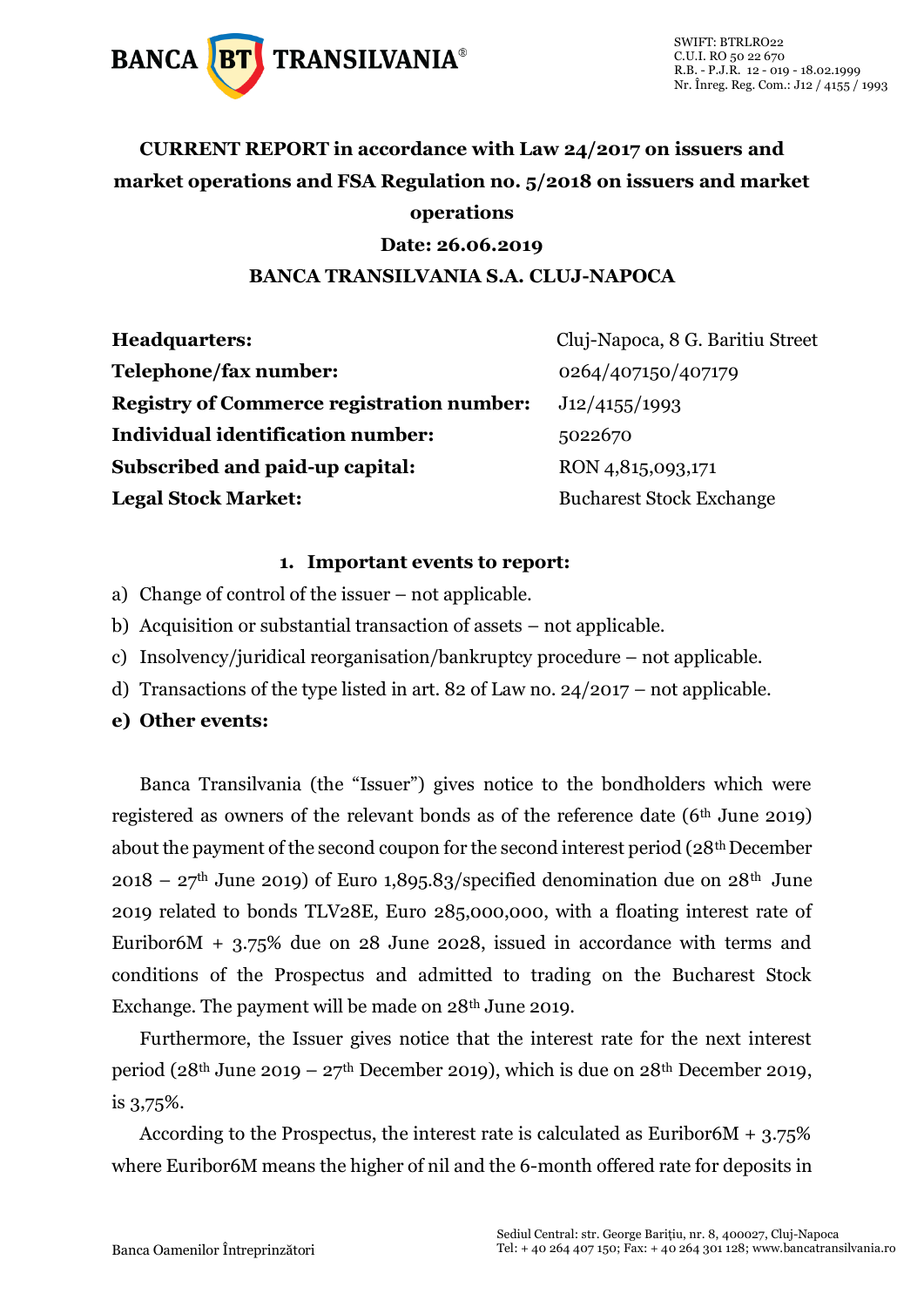# CURRENT REPORT in accordance with Law 24/2017 on issuers and market operations and FSA Regulation no. 5/2018 on issuers and market operations

**Date: 26.06.2019**

**BANCA TRANSILVANIA S.A. CLUJ-NAPOCA**

| | |
|---|---|
| **Headquarters:** | Cluj-Napoca, 8 G. Baritiu Street |
| **Telephone/fax number:** | 0264/407150/407179 |
| **Registry of Commerce registration number:** | J12/4155/1993 |
| **Individual identification number:** | 5022670 |
| **Subscribed and paid-up capital:** | RON 4,815,093,171 |
| **Legal Stock Market:** | Bucharest Stock Exchange |

## 1. Important events to report:

a) Change of control of the issuer – not applicable.

b) Acquisition or substantial transaction of assets – not applicable.

c) Insolvency/juridical reorganisation/bankruptcy procedure – not applicable.

d) Transactions of the type listed in art. 82 of Law no. 24/2017 – not applicable.

**e) Other events:**

Banca Transilvania (the "Issuer") gives notice to the bondholders which were registered as owners of the relevant bonds as of the reference date (6th June 2019) about the payment of the second coupon for the second interest period (28th December 2018 – 27th June 2019) of Euro 1,895.83/specified denomination due on 28th June 2019 related to bonds TLV28E, Euro 285,000,000, with a floating interest rate of Euribor6M + 3.75% due on 28 June 2028, issued in accordance with terms and conditions of the Prospectus and admitted to trading on the Bucharest Stock Exchange. The payment will be made on 28th June 2019.

Furthermore, the Issuer gives notice that the interest rate for the next interest period (28th June 2019 – 27th December 2019), which is due on 28th December 2019, is 3,75%.

According to the Prospectus, the interest rate is calculated as Euribor6M + 3.75% where Euribor6M means the higher of nil and the 6-month offered rate for deposits in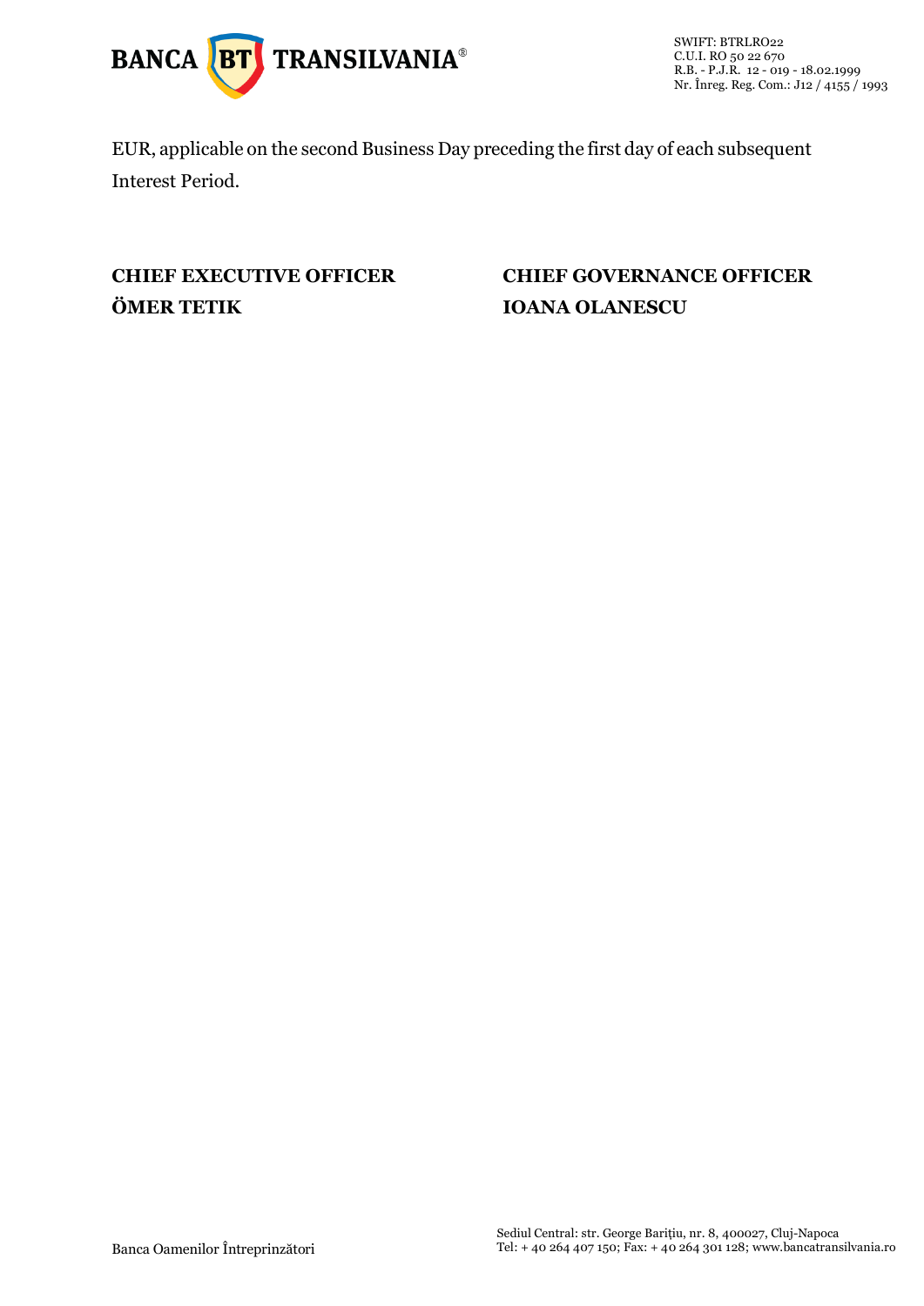EUR, applicable on the second Business Day preceding the first day of each subsequent Interest Period.

**CHIEF EXECUTIVE OFFICER**
**ÖMER TETIK**

**CHIEF GOVERNANCE OFFICER**
**IOANA OLANESCU**